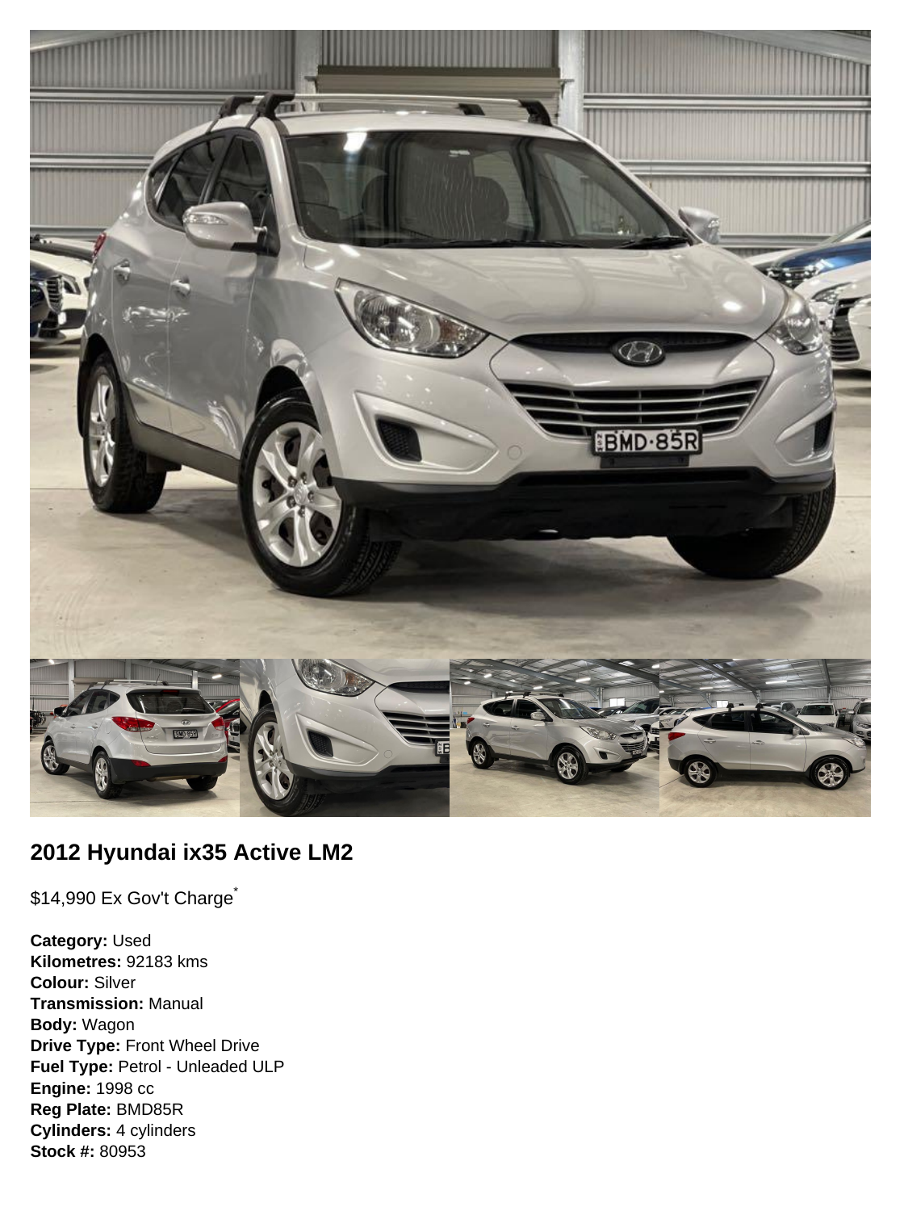## 2012 Hyundai ix35 Active LM2

$14,990 Ex Gov't Charge*

**Category:** Used
**Kilometres:** 92183 kms
**Colour:** Silver
**Transmission:** Manual
**Body:** Wagon
**Drive Type:** Front Wheel Drive
**Fuel Type:** Petrol - Unleaded ULP
**Engine:** 1998 cc
**Reg Plate:** BMD85R
**Cylinders:** 4 cylinders
**Stock #:** 80953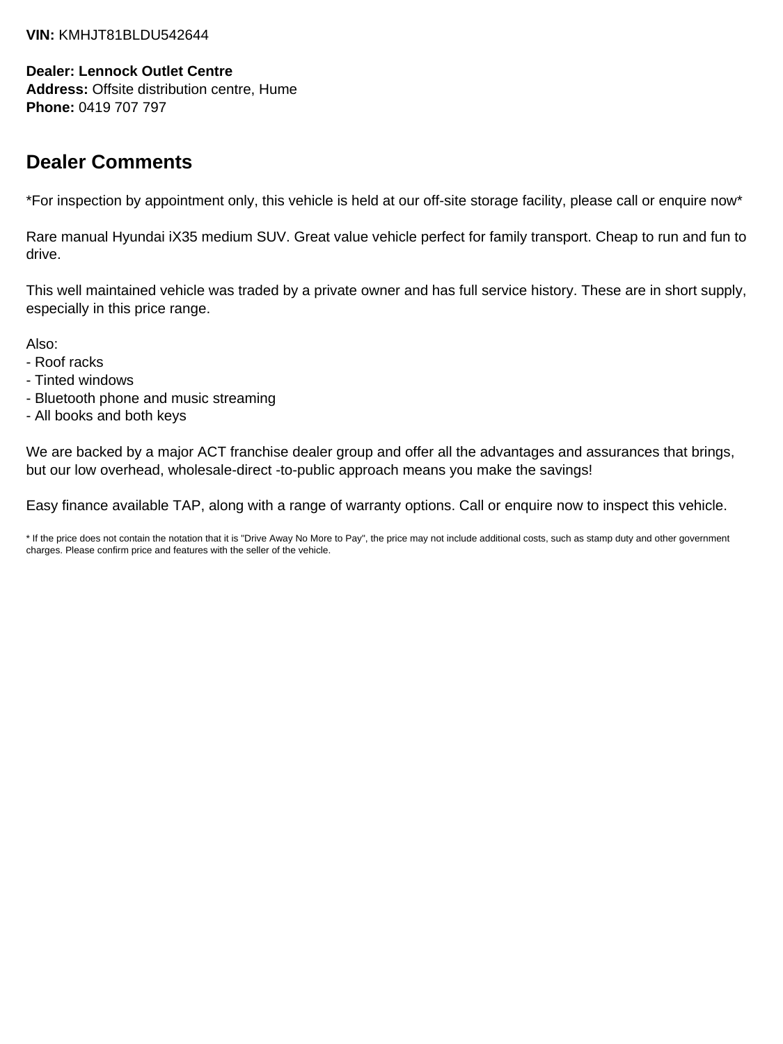**VIN:** KMHJT81BLDU542644

**Dealer: Lennock Outlet Centre**
**Address:** Offsite distribution centre, Hume
**Phone:** 0419 707 797

## Dealer Comments

*For inspection by appointment only, this vehicle is held at our off-site storage facility, please call or enquire now*

Rare manual Hyundai iX35 medium SUV. Great value vehicle perfect for family transport. Cheap to run and fun to drive.

This well maintained vehicle was traded by a private owner and has full service history. These are in short supply, especially in this price range.

Also:
- Roof racks
- Tinted windows
- Bluetooth phone and music streaming
- All books and both keys

We are backed by a major ACT franchise dealer group and offer all the advantages and assurances that brings, but our low overhead, wholesale-direct -to-public approach means you make the savings!

Easy finance available TAP, along with a range of warranty options. Call or enquire now to inspect this vehicle.

* If the price does not contain the notation that it is "Drive Away No More to Pay", the price may not include additional costs, such as stamp duty and other government charges. Please confirm price and features with the seller of the vehicle.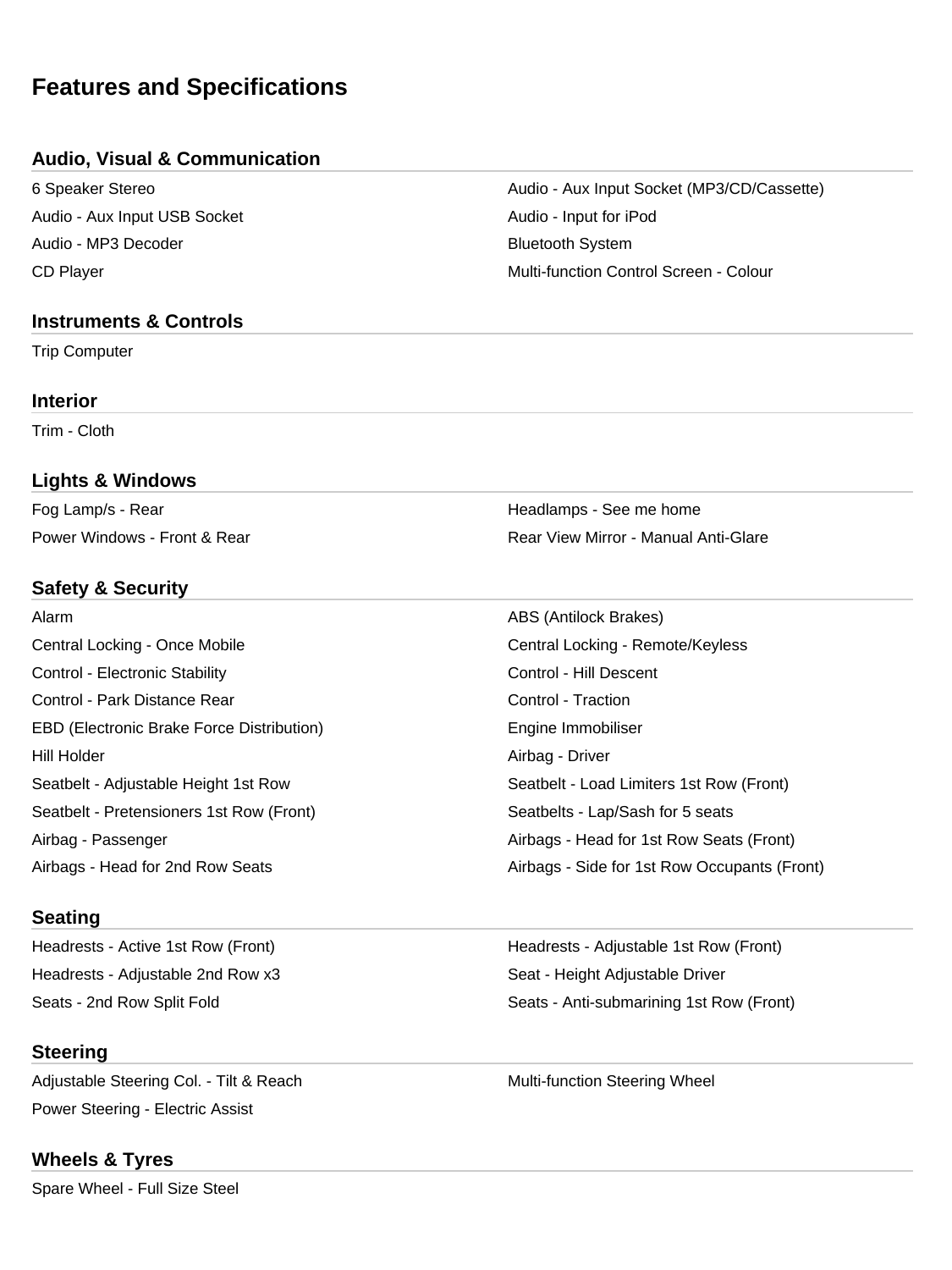# Features and Specifications

## Audio, Visual & Communication

- 6 Speaker Stereo
- Audio - Aux Input Socket (MP3/CD/Cassette)
- Audio - Aux Input USB Socket
- Audio - Input for iPod
- Audio - MP3 Decoder
- Bluetooth System
- CD Player
- Multi-function Control Screen - Colour

## Instruments & Controls

- Trip Computer

## Interior

- Trim - Cloth

## Lights & Windows

- Fog Lamp/s - Rear
- Headlamps - See me home
- Power Windows - Front & Rear
- Rear View Mirror - Manual Anti-Glare

## Safety & Security

- Alarm
- ABS (Antilock Brakes)
- Central Locking - Once Mobile
- Central Locking - Remote/Keyless
- Control - Electronic Stability
- Control - Hill Descent
- Control - Park Distance Rear
- Control - Traction
- EBD (Electronic Brake Force Distribution)
- Engine Immobiliser
- Hill Holder
- Airbag - Driver
- Seatbelt - Adjustable Height 1st Row
- Seatbelt - Load Limiters 1st Row (Front)
- Seatbelt - Pretensioners 1st Row (Front)
- Seatbelts - Lap/Sash for 5 seats
- Airbag - Passenger
- Airbags - Head for 1st Row Seats (Front)
- Airbags - Head for 2nd Row Seats
- Airbags - Side for 1st Row Occupants (Front)

## Seating

- Headrests - Active 1st Row (Front)
- Headrests - Adjustable 1st Row (Front)
- Headrests - Adjustable 2nd Row x3
- Seat - Height Adjustable Driver
- Seats - 2nd Row Split Fold
- Seats - Anti-submarining 1st Row (Front)

## Steering

- Adjustable Steering Col. - Tilt & Reach
- Multi-function Steering Wheel
- Power Steering - Electric Assist

## Wheels & Tyres

- Spare Wheel - Full Size Steel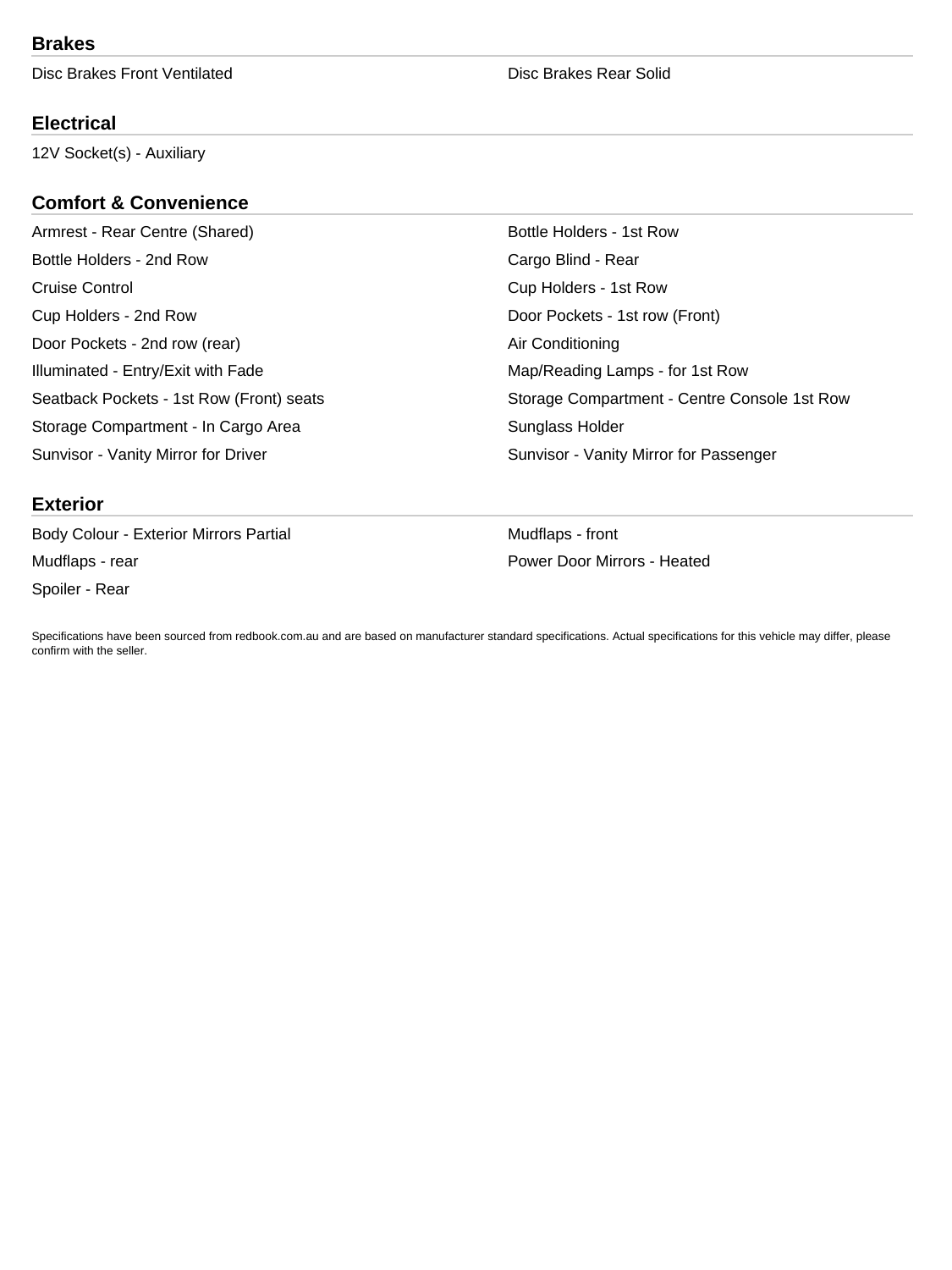## Brakes

Disc Brakes Front Ventilated

Disc Brakes Rear Solid

## Electrical

12V Socket(s) - Auxiliary

## Comfort & Convenience

Armrest - Rear Centre (Shared)

Bottle Holders - 1st Row

Bottle Holders - 2nd Row

Cargo Blind - Rear

Cruise Control

Cup Holders - 1st Row

Cup Holders - 2nd Row

Door Pockets - 1st row (Front)

Door Pockets - 2nd row (rear)

Air Conditioning

Illuminated - Entry/Exit with Fade

Map/Reading Lamps - for 1st Row

Seatback Pockets - 1st Row (Front) seats

Storage Compartment - Centre Console 1st Row

Storage Compartment - In Cargo Area

Sunglass Holder

Sunvisor - Vanity Mirror for Driver

Sunvisor - Vanity Mirror for Passenger

## Exterior

Body Colour - Exterior Mirrors Partial

Mudflaps - front

Mudflaps - rear

Power Door Mirrors - Heated

Spoiler - Rear

Specifications have been sourced from redbook.com.au and are based on manufacturer standard specifications. Actual specifications for this vehicle may differ, please confirm with the seller.